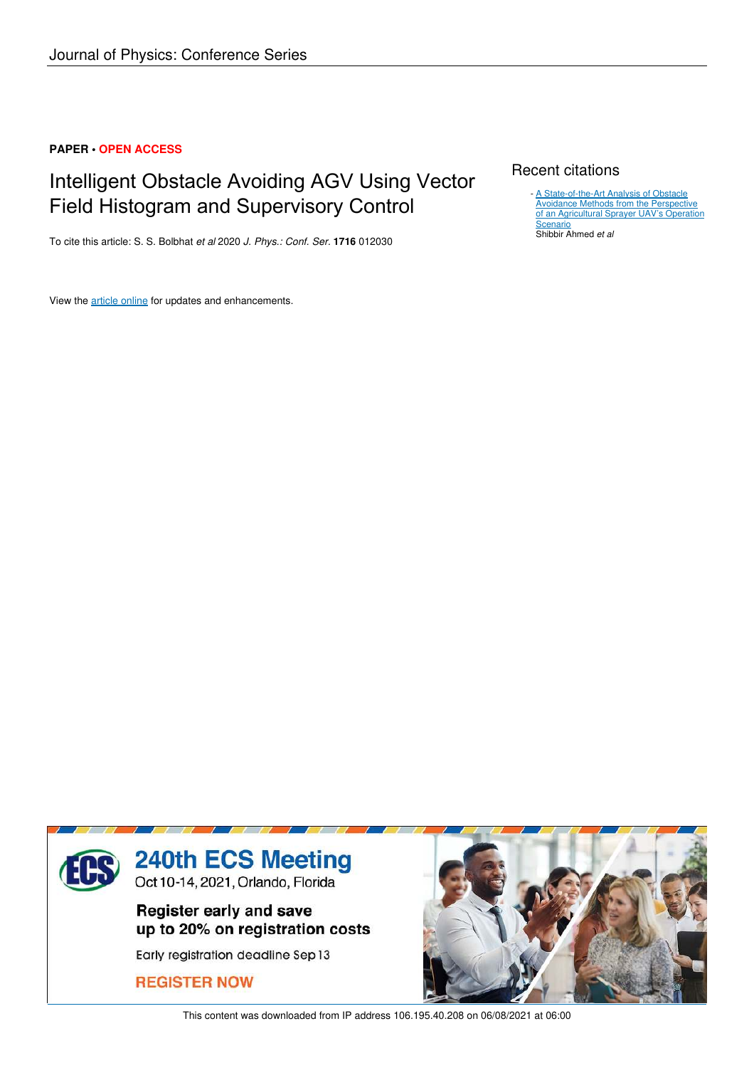Journal of Physics: Conference Series

**PAPER** • **OPEN ACCESS**

# Intelligent Obstacle Avoiding AGV Using Vector Field Histogram and Supervisory Control

To cite this article: S. S. Bolbhat *et al* 2020 *J. Phys.: Conf. Ser.* **1716** 012030

View the article online for updates and enhancements.

## Recent citations

- A State-of-the-Art Analysis of Obstacle Avoidance Methods from the Perspective of an Agricultural Sprayer UAV's Operation Scenario
Shibbir Ahmed *et al*

**240th ECS Meeting**
Oct 10-14, 2021, Orlando, Florida

**Register early and save up to 20% on registration costs**

Early registration deadline Sep 13

**REGISTER NOW**

This content was downloaded from IP address 106.195.40.208 on 06/08/2021 at 06:00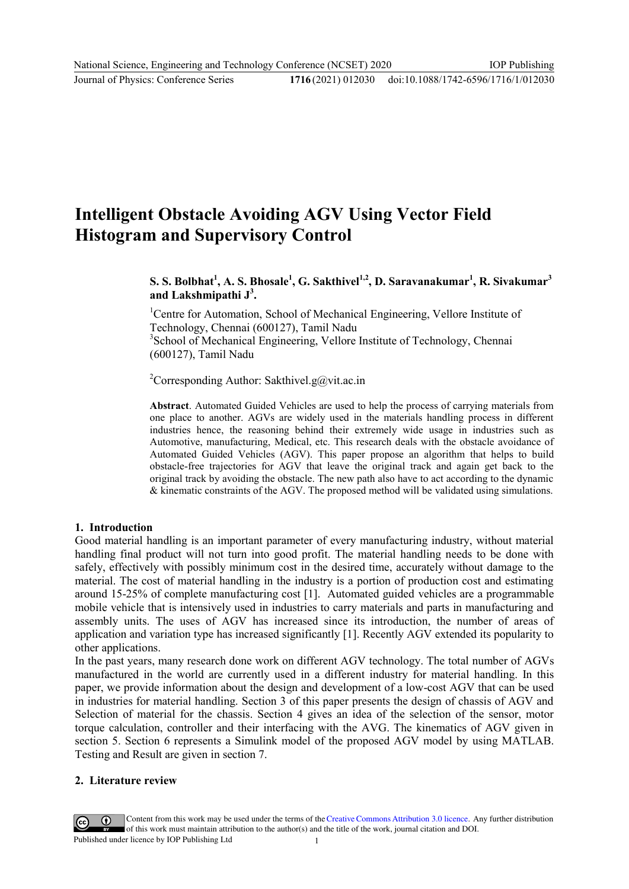# Intelligent Obstacle Avoiding AGV Using Vector Field Histogram and Supervisory Control

**S. S. Bolbhat[1], A. S. Bhosale[1], G. Sakthivel[1,2], D. Saravanakumar[1], R. Sivakumar[3] and Lakshmipathi J[3].**

[1]Centre for Automation, School of Mechanical Engineering, Vellore Institute of Technology, Chennai (600127), Tamil Nadu
[3]School of Mechanical Engineering, Vellore Institute of Technology, Chennai (600127), Tamil Nadu

[2]Corresponding Author: Sakthivel.g@vit.ac.in

**Abstract**. Automated Guided Vehicles are used to help the process of carrying materials from one place to another. AGVs are widely used in the materials handling process in different industries hence, the reasoning behind their extremely wide usage in industries such as Automotive, manufacturing, Medical, etc. This research deals with the obstacle avoidance of Automated Guided Vehicles (AGV). This paper propose an algorithm that helps to build obstacle-free trajectories for AGV that leave the original track and again get back to the original track by avoiding the obstacle. The new path also have to act according to the dynamic & kinematic constraints of the AGV. The proposed method will be validated using simulations.

## 1. Introduction

Good material handling is an important parameter of every manufacturing industry, without material handling final product will not turn into good profit. The material handling needs to be done with safely, effectively with possibly minimum cost in the desired time, accurately without damage to the material. The cost of material handling in the industry is a portion of production cost and estimating around 15-25% of complete manufacturing cost [1]. Automated guided vehicles are a programmable mobile vehicle that is intensively used in industries to carry materials and parts in manufacturing and assembly units. The uses of AGV has increased since its introduction, the number of areas of application and variation type has increased significantly [1]. Recently AGV extended its popularity to other applications.

In the past years, many research done work on different AGV technology. The total number of AGVs manufactured in the world are currently used in a different industry for material handling. In this paper, we provide information about the design and development of a low-cost AGV that can be used in industries for material handling. Section 3 of this paper presents the design of chassis of AGV and Selection of material for the chassis. Section 4 gives an idea of the selection of the sensor, motor torque calculation, controller and their interfacing with the AVG. The kinematics of AGV given in section 5. Section 6 represents a Simulink model of the proposed AGV model by using MATLAB. Testing and Result are given in section 7.

## 2. Literature review

Content from this work may be used under the terms of the Creative Commons Attribution 3.0 licence. Any further distribution of this work must maintain attribution to the author(s) and the title of the work, journal citation and DOI.
Published under licence by IOP Publishing Ltd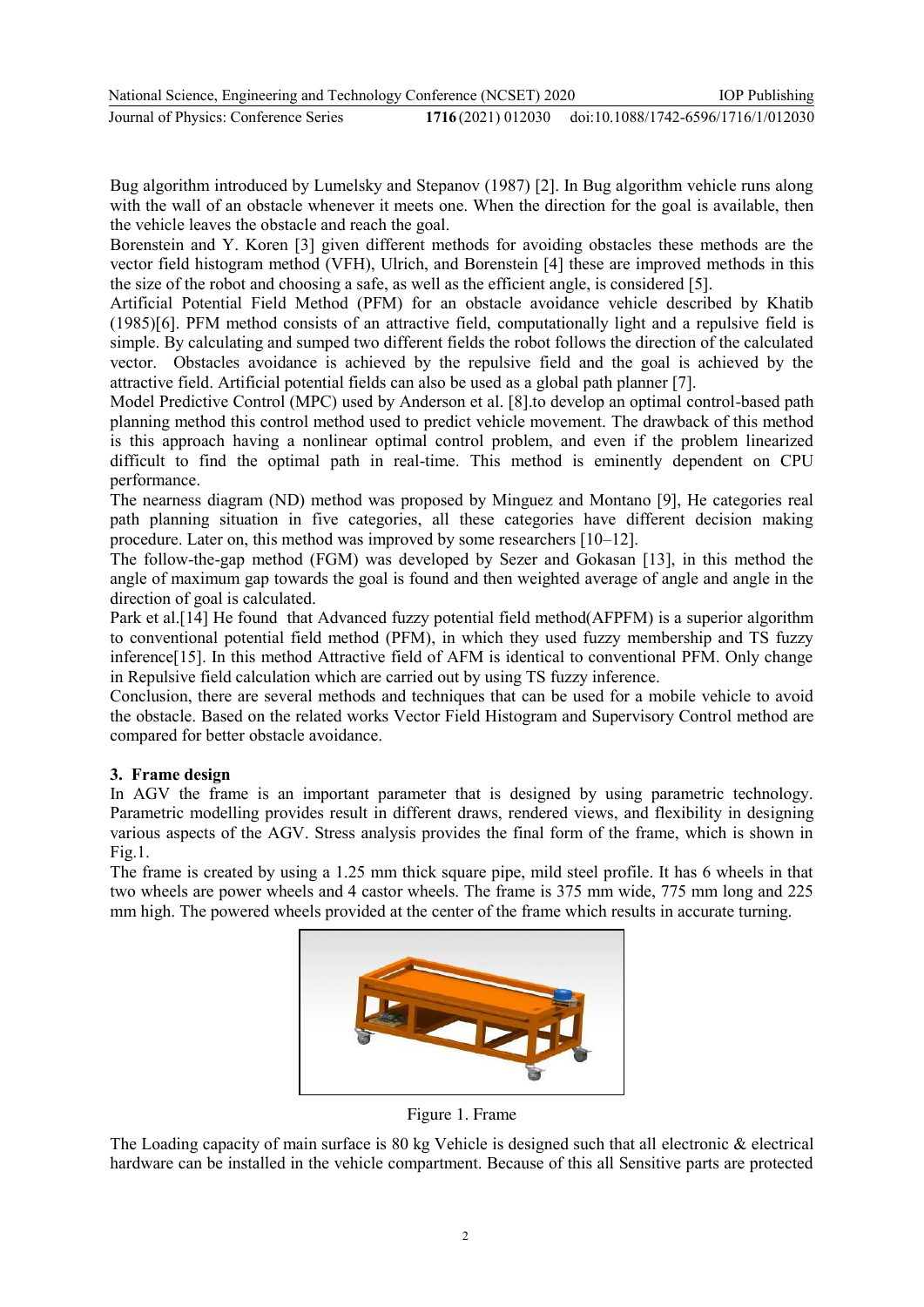Bug algorithm introduced by Lumelsky and Stepanov (1987) [2]. In Bug algorithm vehicle runs along with the wall of an obstacle whenever it meets one. When the direction for the goal is available, then the vehicle leaves the obstacle and reach the goal.

Borenstein and Y. Koren [3] given different methods for avoiding obstacles these methods are the vector field histogram method (VFH), Ulrich, and Borenstein [4] these are improved methods in this the size of the robot and choosing a safe, as well as the efficient angle, is considered [5].

Artificial Potential Field Method (PFM) for an obstacle avoidance vehicle described by Khatib (1985)[6]. PFM method consists of an attractive field, computationally light and a repulsive field is simple. By calculating and sumped two different fields the robot follows the direction of the calculated vector. Obstacles avoidance is achieved by the repulsive field and the goal is achieved by the attractive field. Artificial potential fields can also be used as a global path planner [7].

Model Predictive Control (MPC) used by Anderson et al. [8].to develop an optimal control-based path planning method this control method used to predict vehicle movement. The drawback of this method is this approach having a nonlinear optimal control problem, and even if the problem linearized difficult to find the optimal path in real-time. This method is eminently dependent on CPU performance.

The nearness diagram (ND) method was proposed by Minguez and Montano [9], He categories real path planning situation in five categories, all these categories have different decision making procedure. Later on, this method was improved by some researchers [10–12].

The follow-the-gap method (FGM) was developed by Sezer and Gokasan [13], in this method the angle of maximum gap towards the goal is found and then weighted average of angle and angle in the direction of goal is calculated.

Park et al.[14] He found that Advanced fuzzy potential field method(AFPFM) is a superior algorithm to conventional potential field method (PFM), in which they used fuzzy membership and TS fuzzy inference[15]. In this method Attractive field of AFM is identical to conventional PFM. Only change in Repulsive field calculation which are carried out by using TS fuzzy inference.

Conclusion, there are several methods and techniques that can be used for a mobile vehicle to avoid the obstacle. Based on the related works Vector Field Histogram and Supervisory Control method are compared for better obstacle avoidance.

## 3. Frame design

In AGV the frame is an important parameter that is designed by using parametric technology. Parametric modelling provides result in different draws, rendered views, and flexibility in designing various aspects of the AGV. Stress analysis provides the final form of the frame, which is shown in Fig.1.

The frame is created by using a 1.25 mm thick square pipe, mild steel profile. It has 6 wheels in that two wheels are power wheels and 4 castor wheels. The frame is 375 mm wide, 775 mm long and 225 mm high. The powered wheels provided at the center of the frame which results in accurate turning.

Figure 1. Frame

The Loading capacity of main surface is 80 kg Vehicle is designed such that all electronic & electrical hardware can be installed in the vehicle compartment. Because of this all Sensitive parts are protected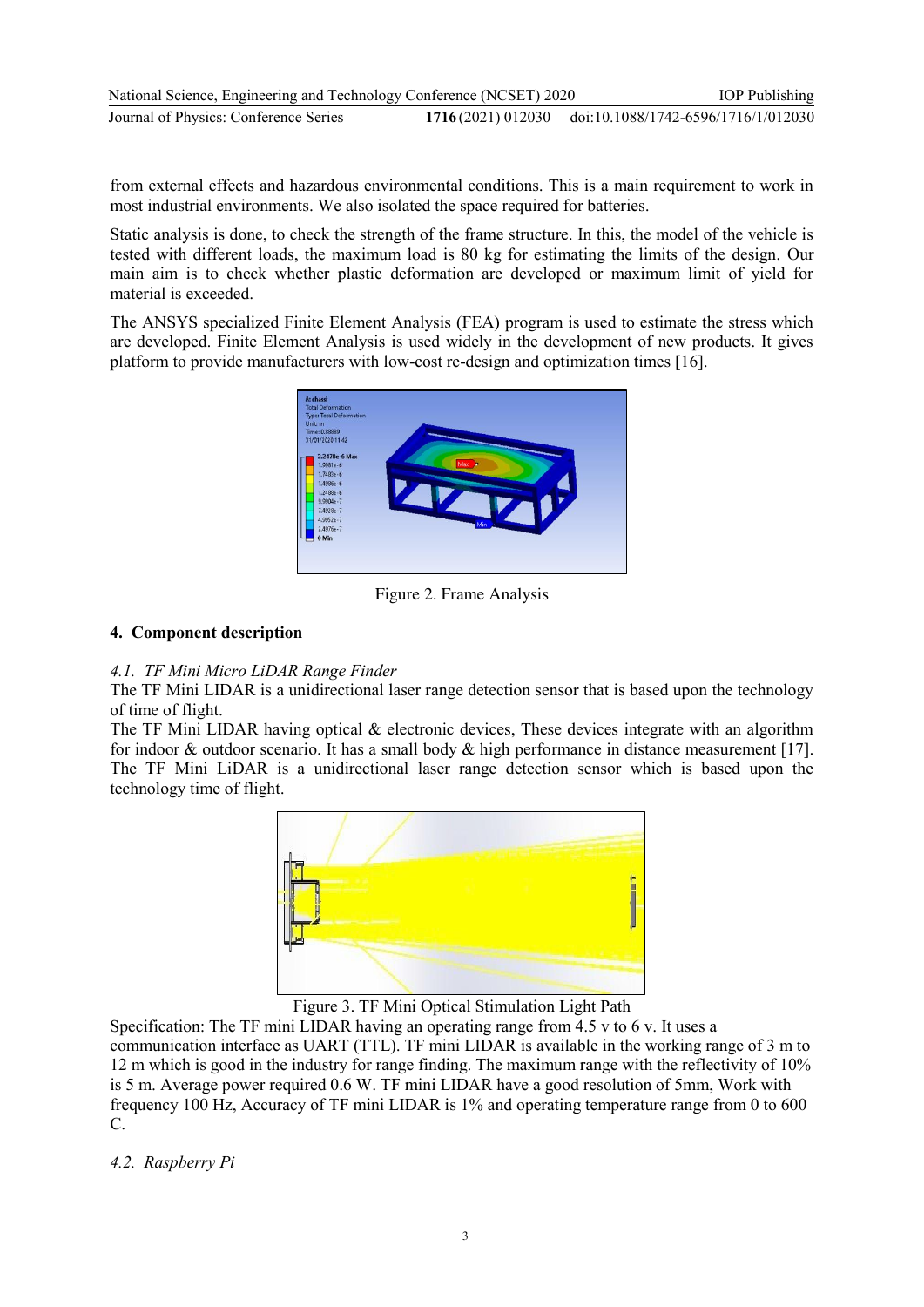from external effects and hazardous environmental conditions. This is a main requirement to work in most industrial environments. We also isolated the space required for batteries.

Static analysis is done, to check the strength of the frame structure. In this, the model of the vehicle is tested with different loads, the maximum load is 80 kg for estimating the limits of the design. Our main aim is to check whether plastic deformation are developed or maximum limit of yield for material is exceeded.

The ANSYS specialized Finite Element Analysis (FEA) program is used to estimate the stress which are developed. Finite Element Analysis is used widely in the development of new products. It gives platform to provide manufacturers with low-cost re-design and optimization times [16].

Figure 2. Frame Analysis

## 4. Component description

### *4.1. TF Mini Micro LiDAR Range Finder*

The TF Mini LIDAR is a unidirectional laser range detection sensor that is based upon the technology of time of flight.

The TF Mini LIDAR having optical & electronic devices, These devices integrate with an algorithm for indoor & outdoor scenario. It has a small body & high performance in distance measurement [17]. The TF Mini LiDAR is a unidirectional laser range detection sensor which is based upon the technology time of flight.

Figure 3. TF Mini Optical Stimulation Light Path

Specification: The TF mini LIDAR having an operating range from 4.5 v to 6 v. It uses a communication interface as UART (TTL). TF mini LIDAR is available in the working range of 3 m to 12 m which is good in the industry for range finding. The maximum range with the reflectivity of 10% is 5 m. Average power required 0.6 W. TF mini LIDAR have a good resolution of 5mm, Work with frequency 100 Hz, Accuracy of TF mini LIDAR is 1% and operating temperature range from 0 to 600 C.

### *4.2. Raspberry Pi*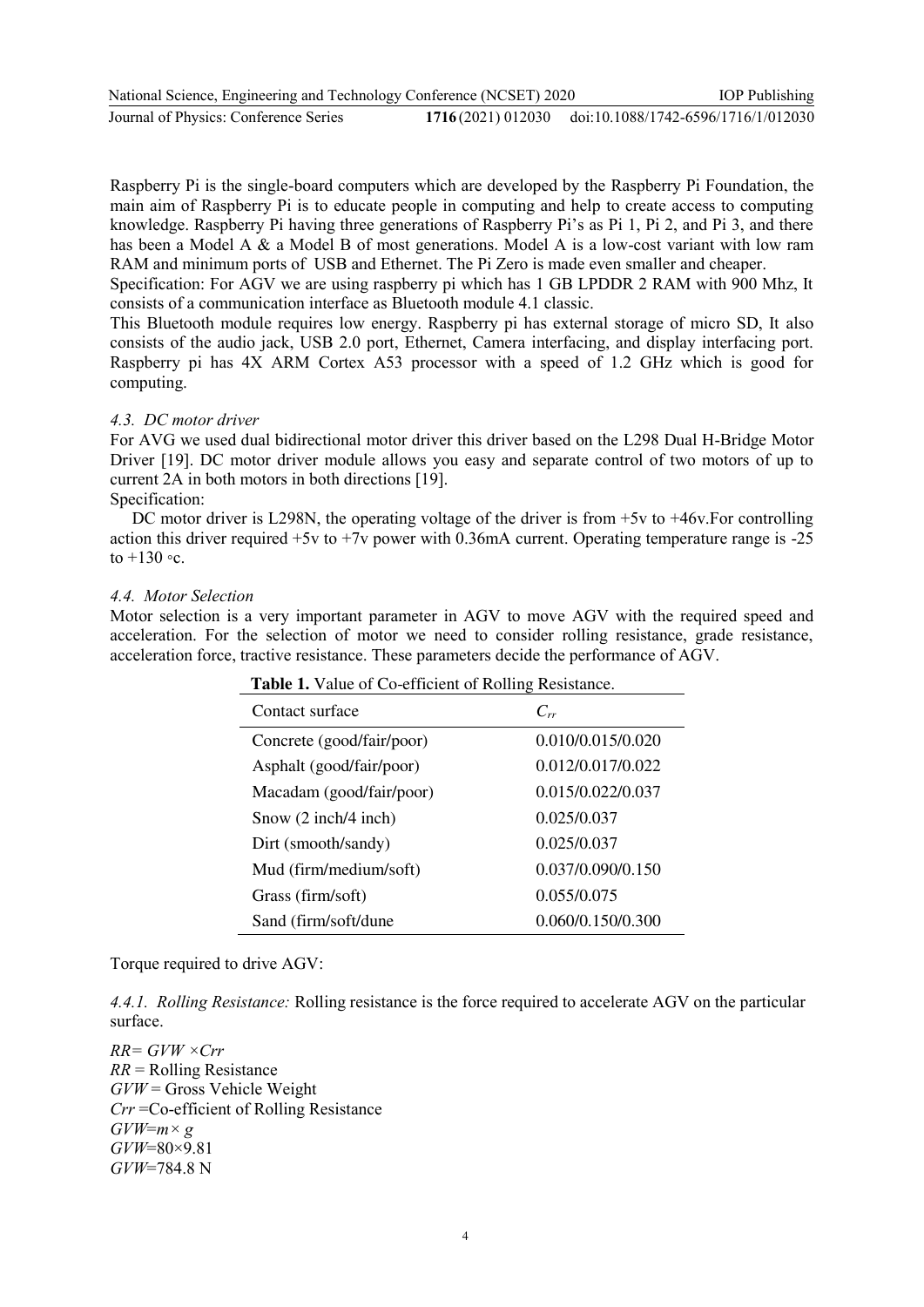Raspberry Pi is the single-board computers which are developed by the Raspberry Pi Foundation, the main aim of Raspberry Pi is to educate people in computing and help to create access to computing knowledge. Raspberry Pi having three generations of Raspberry Pi's as Pi 1, Pi 2, and Pi 3, and there has been a Model A & a Model B of most generations. Model A is a low-cost variant with low ram RAM and minimum ports of USB and Ethernet. The Pi Zero is made even smaller and cheaper.

Specification: For AGV we are using raspberry pi which has 1 GB LPDDR 2 RAM with 900 Mhz, It consists of a communication interface as Bluetooth module 4.1 classic.

This Bluetooth module requires low energy. Raspberry pi has external storage of micro SD, It also consists of the audio jack, USB 2.0 port, Ethernet, Camera interfacing, and display interfacing port. Raspberry pi has 4X ARM Cortex A53 processor with a speed of 1.2 GHz which is good for computing.

### *4.3. DC motor driver*

For AVG we used dual bidirectional motor driver this driver based on the L298 Dual H-Bridge Motor Driver [19]. DC motor driver module allows you easy and separate control of two motors of up to current 2A in both motors in both directions [19].

Specification:

DC motor driver is L298N, the operating voltage of the driver is from +5v to +46v.For controlling action this driver required +5v to +7v power with 0.36mA current. Operating temperature range is -25 to +130 ◦c.

### *4.4. Motor Selection*

Motor selection is a very important parameter in AGV to move AGV with the required speed and acceleration. For the selection of motor we need to consider rolling resistance, grade resistance, acceleration force, tractive resistance. These parameters decide the performance of AGV.

**Table 1.** Value of Co-efficient of Rolling Resistance.

| Contact surface | $C_{rr}$ |
|---|---|
| Concrete (good/fair/poor) | 0.010/0.015/0.020 |
| Asphalt (good/fair/poor) | 0.012/0.017/0.022 |
| Macadam (good/fair/poor) | 0.015/0.022/0.037 |
| Snow (2 inch/4 inch) | 0.025/0.037 |
| Dirt (smooth/sandy) | 0.025/0.037 |
| Mud (firm/medium/soft) | 0.037/0.090/0.150 |
| Grass (firm/soft) | 0.055/0.075 |
| Sand (firm/soft/dune | 0.060/0.150/0.300 |

Torque required to drive AGV:

*4.4.1. Rolling Resistance:* Rolling resistance is the force required to accelerate AGV on the particular surface.

$RR = GVW \times Crr$

$RR$ = Rolling Resistance

$GVW$ = Gross Vehicle Weight

$Crr$ =Co-efficient of Rolling Resistance

$GVW = m \times g$

$GVW = 80 \times 9.81$

$GVW = 784.8$ N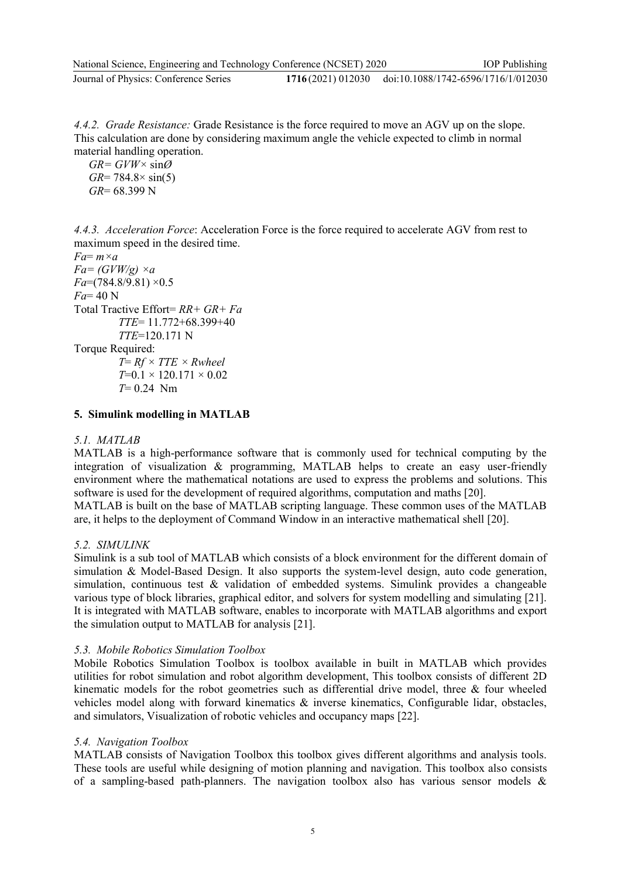*4.4.2. Grade Resistance:* Grade Resistance is the force required to move an AGV up on the slope. This calculation are done by considering maximum angle the vehicle expected to climb in normal material handling operation.

$GR = GVW \times \sin\emptyset$

$GR = 784.8 \times \sin(5)$

$GR = 68.399$ N

*4.4.3. Acceleration Force*: Acceleration Force is the force required to accelerate AGV from rest to maximum speed in the desired time.

$Fa = m \times a$

$Fa = (GVW/g) \times a$

$Fa = (784.8/9.81) \times 0.5$

$Fa = 40$ N

Total Tractive Effort= $RR + GR + Fa$

$TTE = 11.772 + 68.399 + 40$

$TTE = 120.171$ N

Torque Required:

$T = Rf \times TTE \times Rwheel$

$T = 0.1 \times 120.171 \times 0.02$

$T = 0.24$ Nm

## 5. Simulink modelling in MATLAB

### *5.1. MATLAB*

MATLAB is a high-performance software that is commonly used for technical computing by the integration of visualization & programming, MATLAB helps to create an easy user-friendly environment where the mathematical notations are used to express the problems and solutions. This software is used for the development of required algorithms, computation and maths [20].
MATLAB is built on the base of MATLAB scripting language. These common uses of the MATLAB are, it helps to the deployment of Command Window in an interactive mathematical shell [20].

### *5.2. SIMULINK*

Simulink is a sub tool of MATLAB which consists of a block environment for the different domain of simulation & Model-Based Design. It also supports the system-level design, auto code generation, simulation, continuous test & validation of embedded systems. Simulink provides a changeable various type of block libraries, graphical editor, and solvers for system modelling and simulating [21]. It is integrated with MATLAB software, enables to incorporate with MATLAB algorithms and export the simulation output to MATLAB for analysis [21].

### *5.3. Mobile Robotics Simulation Toolbox*

Mobile Robotics Simulation Toolbox is toolbox available in built in MATLAB which provides utilities for robot simulation and robot algorithm development, This toolbox consists of different 2D kinematic models for the robot geometries such as differential drive model, three & four wheeled vehicles model along with forward kinematics & inverse kinematics, Configurable lidar, obstacles, and simulators, Visualization of robotic vehicles and occupancy maps [22].

### *5.4. Navigation Toolbox*

MATLAB consists of Navigation Toolbox this toolbox gives different algorithms and analysis tools. These tools are useful while designing of motion planning and navigation. This toolbox also consists of a sampling-based path-planners. The navigation toolbox also has various sensor models &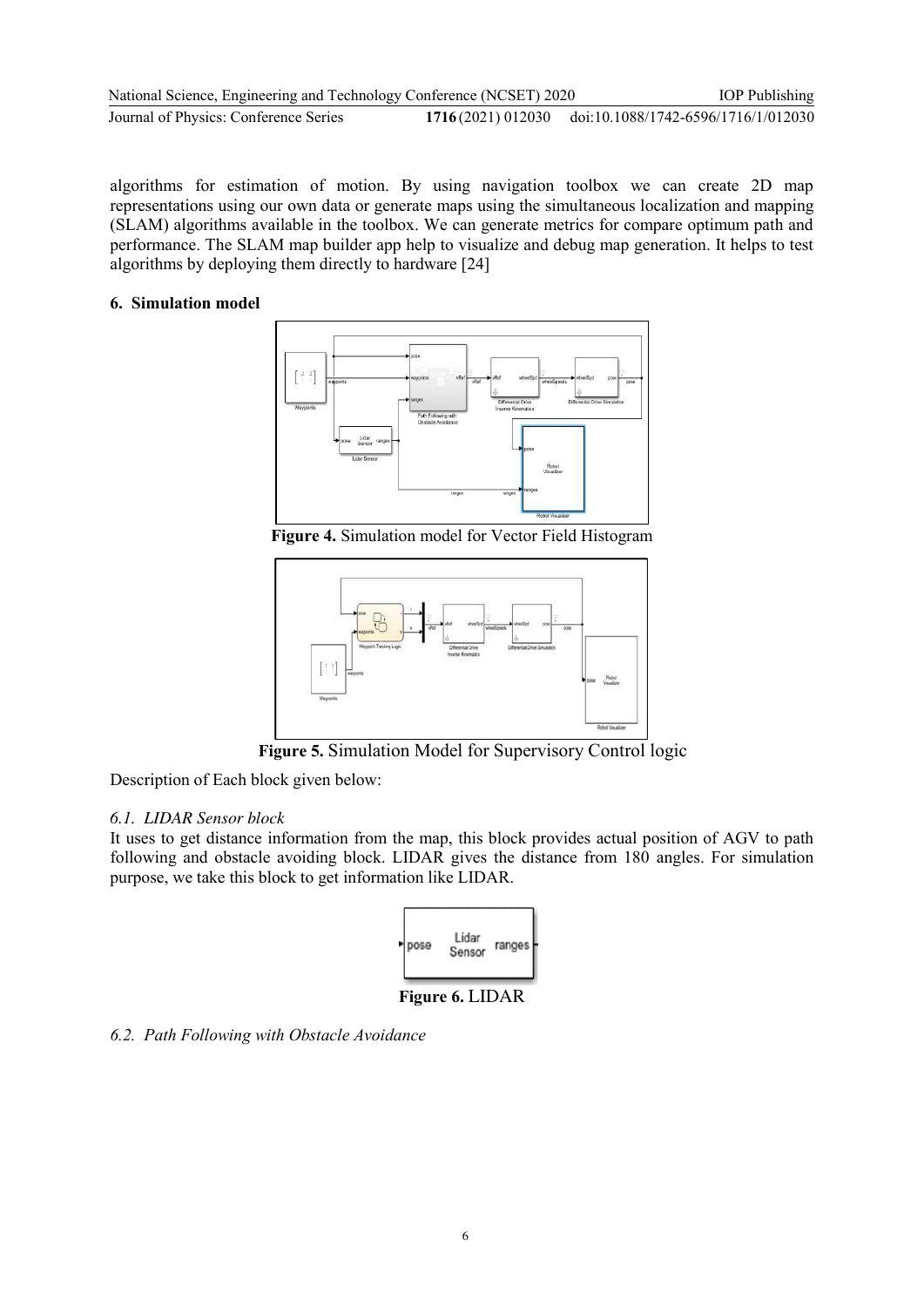algorithms for estimation of motion. By using navigation toolbox we can create 2D map representations using our own data or generate maps using the simultaneous localization and mapping (SLAM) algorithms available in the toolbox. We can generate metrics for compare optimum path and performance. The SLAM map builder app help to visualize and debug map generation. It helps to test algorithms by deploying them directly to hardware [24]

## 6. Simulation model

**Figure 4.** Simulation model for Vector Field Histogram

**Figure 5.** Simulation Model for Supervisory Control logic

Description of Each block given below:

### *6.1. LIDAR Sensor block*

It uses to get distance information from the map, this block provides actual position of AGV to path following and obstacle avoiding block. LIDAR gives the distance from 180 angles. For simulation purpose, we take this block to get information like LIDAR.

**Figure 6.** LIDAR

### *6.2. Path Following with Obstacle Avoidance*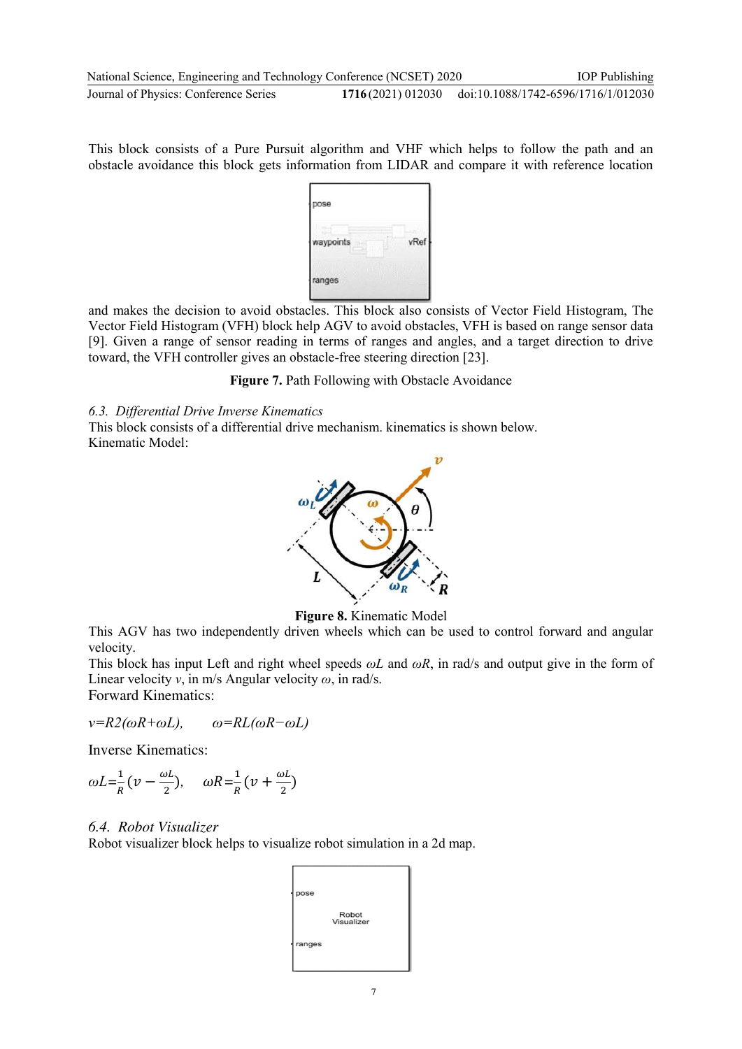This block consists of a Pure Pursuit algorithm and VHF which helps to follow the path and an obstacle avoidance this block gets information from LIDAR and compare it with reference location

and makes the decision to avoid obstacles. This block also consists of Vector Field Histogram, The Vector Field Histogram (VFH) block help AGV to avoid obstacles, VFH is based on range sensor data [9]. Given a range of sensor reading in terms of ranges and angles, and a target direction to drive toward, the VFH controller gives an obstacle-free steering direction [23].

**Figure 7.** Path Following with Obstacle Avoidance

### *6.3. Differential Drive Inverse Kinematics*

This block consists of a differential drive mechanism. kinematics is shown below.
Kinematic Model:

**Figure 8.** Kinematic Model

This AGV has two independently driven wheels which can be used to control forward and angular velocity.

This block has input Left and right wheel speeds $\omega L$ and $\omega R$, in rad/s and output give in the form of Linear velocity $v$, in m/s Angular velocity $\omega$, in rad/s.

Forward Kinematics:

$$v=R2(\omega R+\omega L), \qquad \omega=RL(\omega R-\omega L)$$

Inverse Kinematics:

$$\omega L=\frac{1}{R}\left(v-\frac{\omega L}{2}\right), \quad \omega R=\frac{1}{R}\left(v+\frac{\omega L}{2}\right)$$

### *6.4. Robot Visualizer*

Robot visualizer block helps to visualize robot simulation in a 2d map.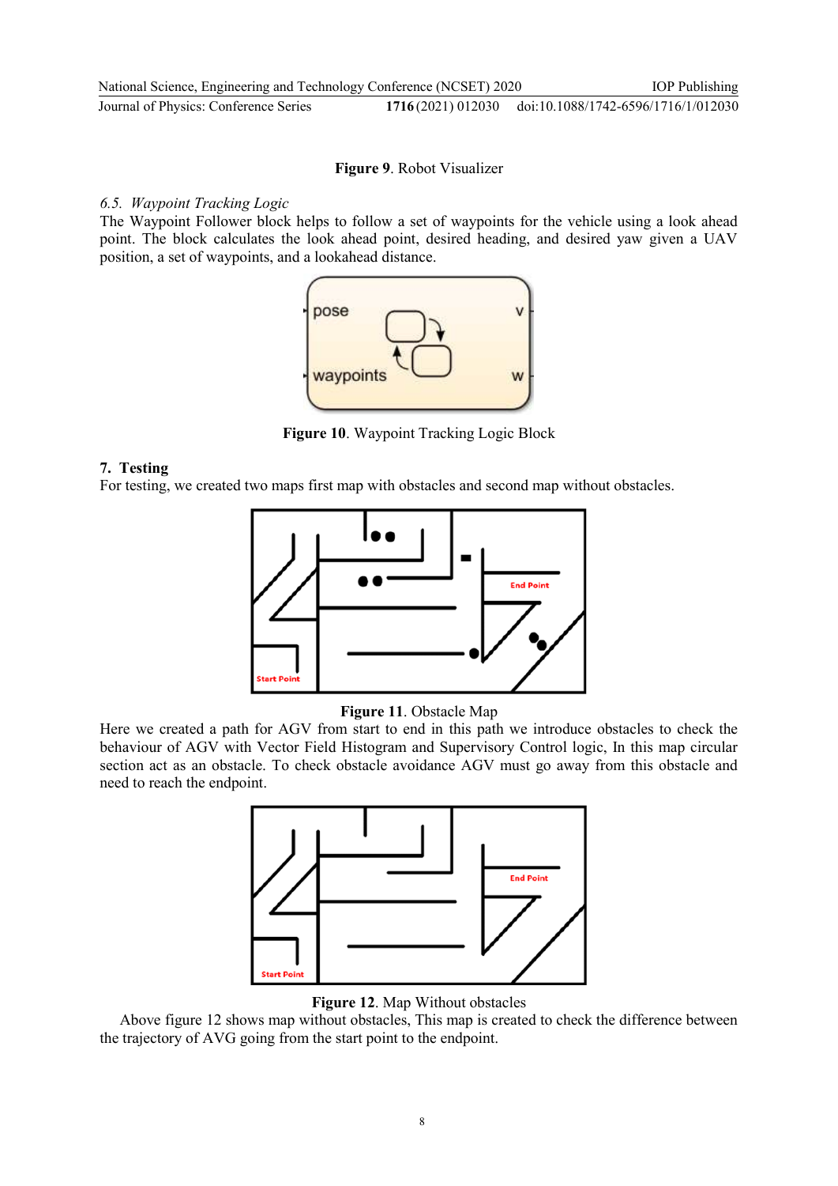Figure 9. Robot Visualizer

### 6.5. Waypoint Tracking Logic

The Waypoint Follower block helps to follow a set of waypoints for the vehicle using a look ahead point. The block calculates the look ahead point, desired heading, and desired yaw given a UAV position, a set of waypoints, and a lookahead distance.

**Figure 10**. Waypoint Tracking Logic Block

## 7. Testing

For testing, we created two maps first map with obstacles and second map without obstacles.

**Figure 11**. Obstacle Map

Here we created a path for AGV from start to end in this path we introduce obstacles to check the behaviour of AGV with Vector Field Histogram and Supervisory Control logic, In this map circular section act as an obstacle. To check obstacle avoidance AGV must go away from this obstacle and need to reach the endpoint.

**Figure 12**. Map Without obstacles

Above figure 12 shows map without obstacles, This map is created to check the difference between the trajectory of AVG going from the start point to the endpoint.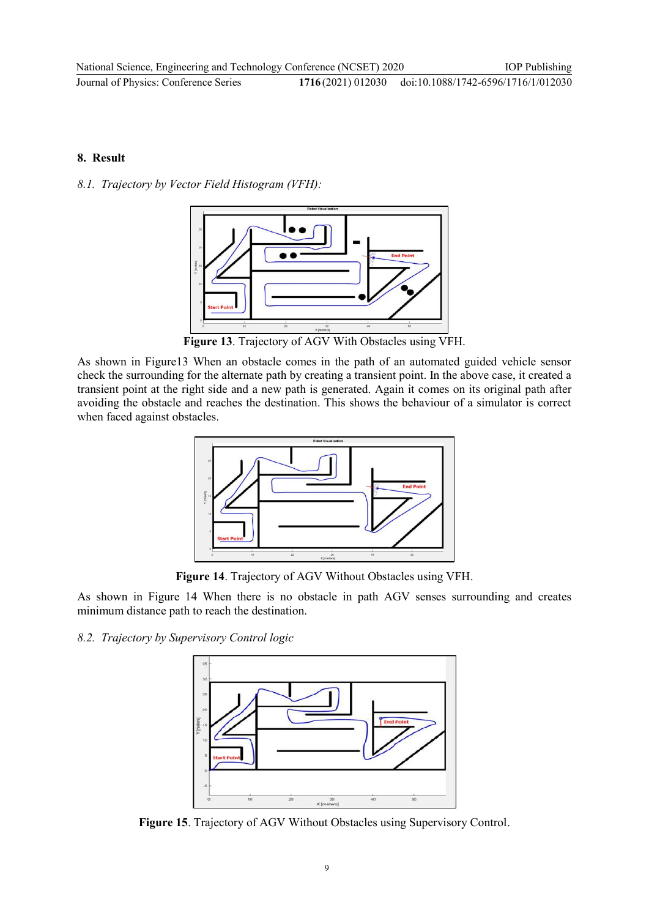## 8. Result

### *8.1. Trajectory by Vector Field Histogram (VFH):*

**Figure 13**. Trajectory of AGV With Obstacles using VFH.

As shown in Figure13 When an obstacle comes in the path of an automated guided vehicle sensor check the surrounding for the alternate path by creating a transient point. In the above case, it created a transient point at the right side and a new path is generated. Again it comes on its original path after avoiding the obstacle and reaches the destination. This shows the behaviour of a simulator is correct when faced against obstacles.

**Figure 14**. Trajectory of AGV Without Obstacles using VFH.

As shown in Figure 14 When there is no obstacle in path AGV senses surrounding and creates minimum distance path to reach the destination.

### *8.2. Trajectory by Supervisory Control logic*

**Figure 15**. Trajectory of AGV Without Obstacles using Supervisory Control.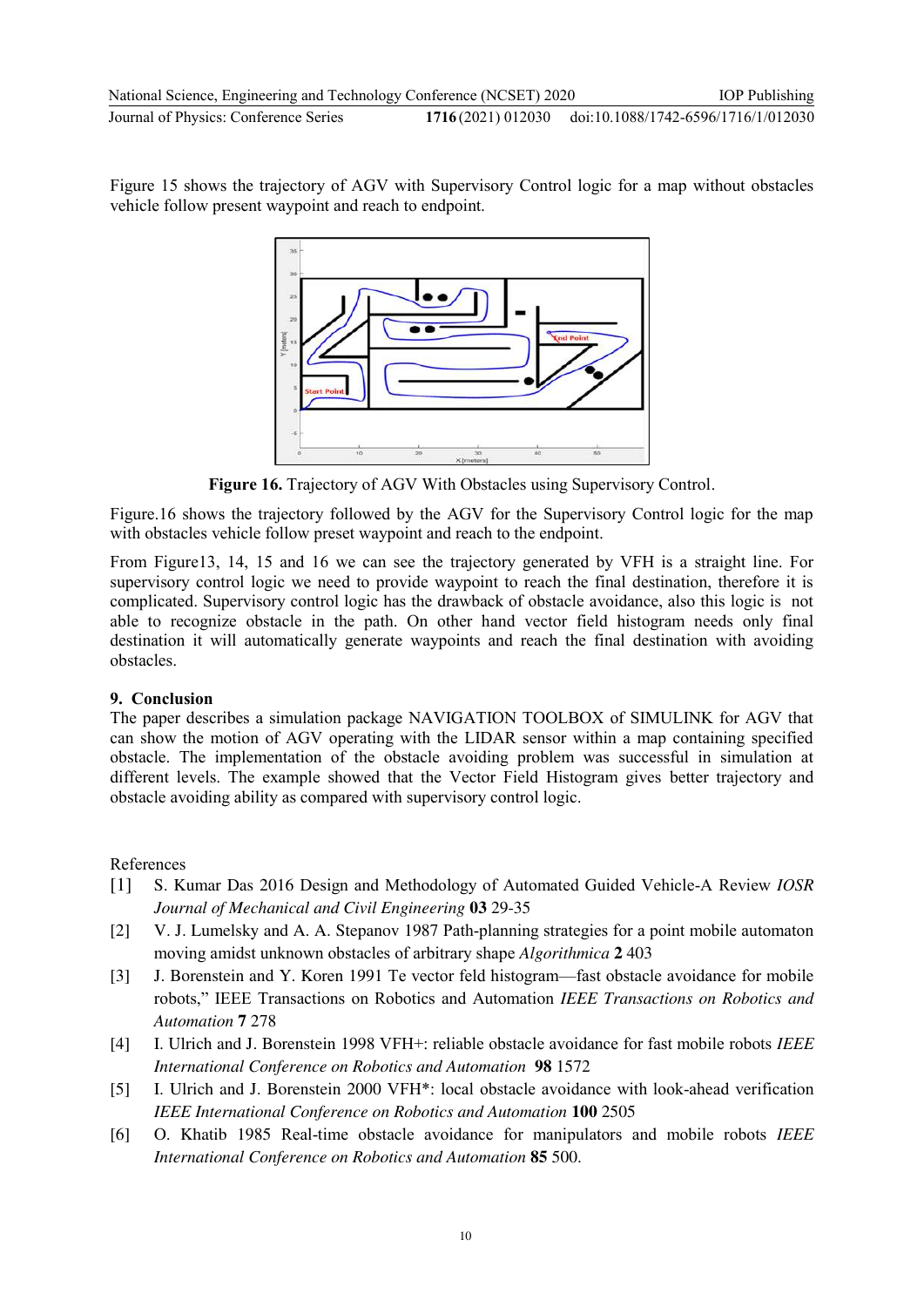Figure 15 shows the trajectory of AGV with Supervisory Control logic for a map without obstacles vehicle follow present waypoint and reach to endpoint.

**Figure 16.** Trajectory of AGV With Obstacles using Supervisory Control.

Figure.16 shows the trajectory followed by the AGV for the Supervisory Control logic for the map with obstacles vehicle follow preset waypoint and reach to the endpoint.

From Figure13, 14, 15 and 16 we can see the trajectory generated by VFH is a straight line. For supervisory control logic we need to provide waypoint to reach the final destination, therefore it is complicated. Supervisory control logic has the drawback of obstacle avoidance, also this logic is not able to recognize obstacle in the path. On other hand vector field histogram needs only final destination it will automatically generate waypoints and reach the final destination with avoiding obstacles.

## 9. Conclusion

The paper describes a simulation package NAVIGATION TOOLBOX of SIMULINK for AGV that can show the motion of AGV operating with the LIDAR sensor within a map containing specified obstacle. The implementation of the obstacle avoiding problem was successful in simulation at different levels. The example showed that the Vector Field Histogram gives better trajectory and obstacle avoiding ability as compared with supervisory control logic.

References

[1] S. Kumar Das 2016 Design and Methodology of Automated Guided Vehicle-A Review *IOSR Journal of Mechanical and Civil Engineering* **03** 29-35

[2] V. J. Lumelsky and A. A. Stepanov 1987 Path-planning strategies for a point mobile automaton moving amidst unknown obstacles of arbitrary shape *Algorithmica* **2** 403

[3] J. Borenstein and Y. Koren 1991 Te vector feld histogram—fast obstacle avoidance for mobile robots," IEEE Transactions on Robotics and Automation *IEEE Transactions on Robotics and Automation* **7** 278

[4] I. Ulrich and J. Borenstein 1998 VFH+: reliable obstacle avoidance for fast mobile robots *IEEE International Conference on Robotics and Automation* **98** 1572

[5] I. Ulrich and J. Borenstein 2000 VFH*: local obstacle avoidance with look-ahead verification *IEEE International Conference on Robotics and Automation* **100** 2505

[6] O. Khatib 1985 Real-time obstacle avoidance for manipulators and mobile robots *IEEE International Conference on Robotics and Automation* **85** 500.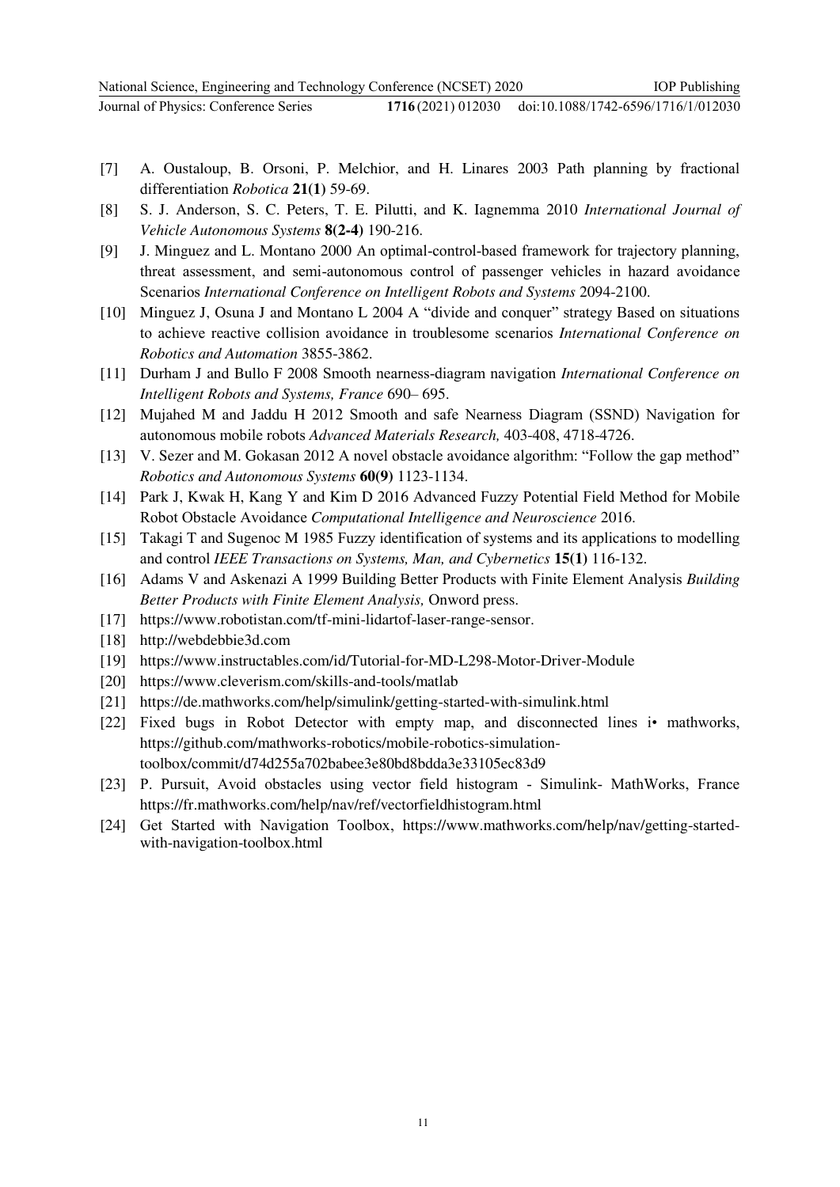[7] A. Oustaloup, B. Orsoni, P. Melchior, and H. Linares 2003 Path planning by fractional differentiation *Robotica* **21(1)** 59-69.

[8] S. J. Anderson, S. C. Peters, T. E. Pilutti, and K. Iagnemma 2010 *International Journal of Vehicle Autonomous Systems* **8(2-4)** 190-216.

[9] J. Minguez and L. Montano 2000 An optimal-control-based framework for trajectory planning, threat assessment, and semi-autonomous control of passenger vehicles in hazard avoidance Scenarios *International Conference on Intelligent Robots and Systems* 2094-2100.

[10] Minguez J, Osuna J and Montano L 2004 A "divide and conquer" strategy Based on situations to achieve reactive collision avoidance in troublesome scenarios *International Conference on Robotics and Automation* 3855-3862.

[11] Durham J and Bullo F 2008 Smooth nearness-diagram navigation *International Conference on Intelligent Robots and Systems, France* 690– 695.

[12] Mujahed M and Jaddu H 2012 Smooth and safe Nearness Diagram (SSND) Navigation for autonomous mobile robots *Advanced Materials Research,* 403-408, 4718-4726.

[13] V. Sezer and M. Gokasan 2012 A novel obstacle avoidance algorithm: "Follow the gap method" *Robotics and Autonomous Systems* **60(9)** 1123-1134.

[14] Park J, Kwak H, Kang Y and Kim D 2016 Advanced Fuzzy Potential Field Method for Mobile Robot Obstacle Avoidance *Computational Intelligence and Neuroscience* 2016.

[15] Takagi T and Sugenoc M 1985 Fuzzy identification of systems and its applications to modelling and control *IEEE Transactions on Systems, Man, and Cybernetics* **15(1)** 116-132.

[16] Adams V and Askenazi A 1999 Building Better Products with Finite Element Analysis *Building Better Products with Finite Element Analysis,* Onword press.

[17] https://www.robotistan.com/tf-mini-lidartof-laser-range-sensor.

[18] http://webdebbie3d.com

[19] https://www.instructables.com/id/Tutorial-for-MD-L298-Motor-Driver-Module

[20] https://www.cleverism.com/skills-and-tools/matlab

[21] https://de.mathworks.com/help/simulink/getting-started-with-simulink.html

[22] Fixed bugs in Robot Detector with empty map, and disconnected lines i• mathworks, https://github.com/mathworks-robotics/mobile-robotics-simulation-toolbox/commit/d74d255a702babee3e80bd8bdda3e33105ec83d9

[23] P. Pursuit, Avoid obstacles using vector field histogram - Simulink- MathWorks, France https://fr.mathworks.com/help/nav/ref/vectorfieldhistogram.html

[24] Get Started with Navigation Toolbox, https://www.mathworks.com/help/nav/getting-started-with-navigation-toolbox.html